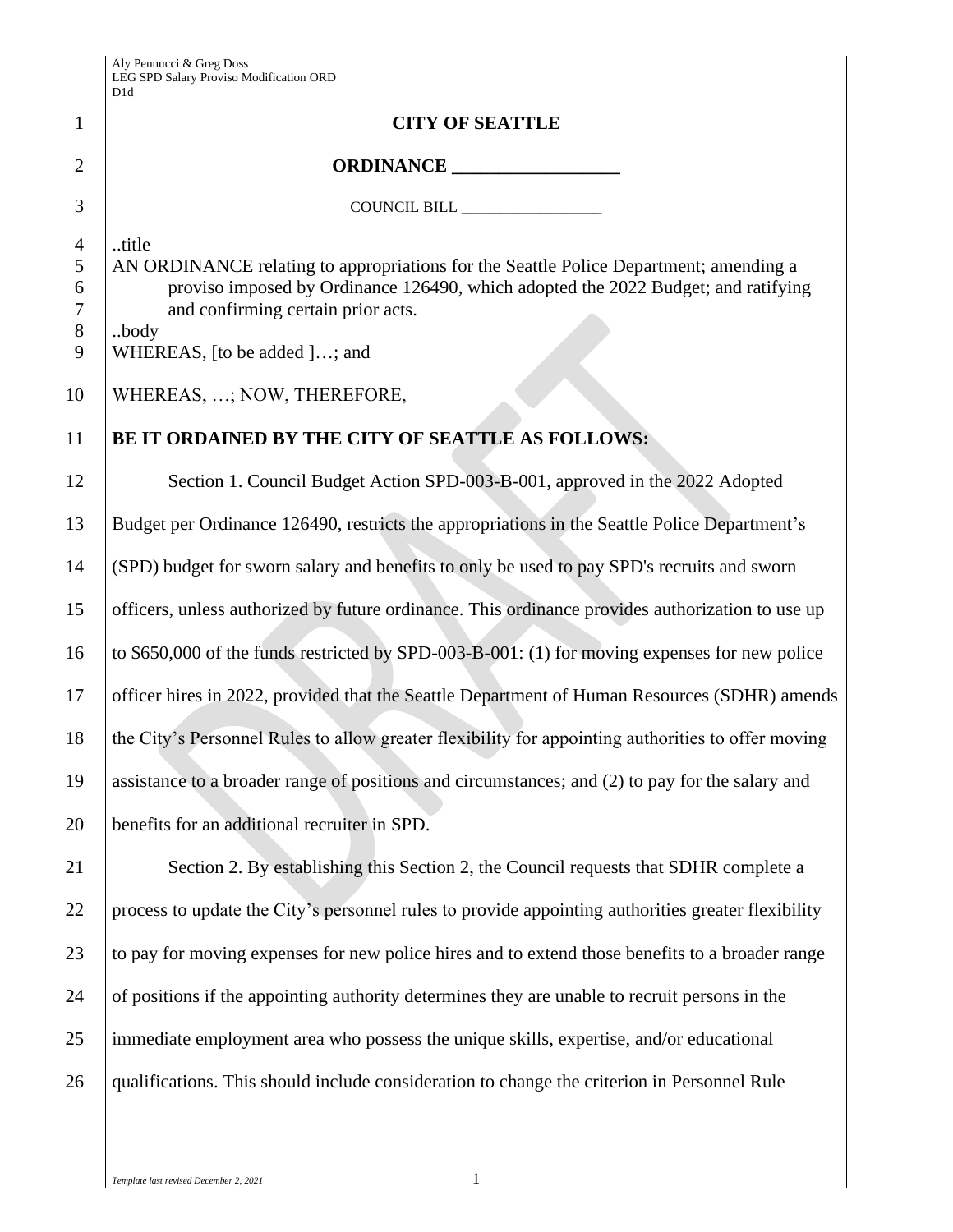# CITY OF SEATTLE

## ORDINANCE __________________

COUNCIL BILL __________________

..title

AN ORDINANCE relating to appropriations for the Seattle Police Department; amending a proviso imposed by Ordinance 126490, which adopted the 2022 Budget; and ratifying and confirming certain prior acts.

..body

WHEREAS, [to be added ]…; and

WHEREAS, …; NOW, THEREFORE,

**BE IT ORDAINED BY THE CITY OF SEATTLE AS FOLLOWS:**

Section 1. Council Budget Action SPD-003-B-001, approved in the 2022 Adopted Budget per Ordinance 126490, restricts the appropriations in the Seattle Police Department's (SPD) budget for sworn salary and benefits to only be used to pay SPD's recruits and sworn officers, unless authorized by future ordinance. This ordinance provides authorization to use up to $650,000 of the funds restricted by SPD-003-B-001: (1) for moving expenses for new police officer hires in 2022, provided that the Seattle Department of Human Resources (SDHR) amends the City's Personnel Rules to allow greater flexibility for appointing authorities to offer moving assistance to a broader range of positions and circumstances; and (2) to pay for the salary and benefits for an additional recruiter in SPD.

Section 2. By establishing this Section 2, the Council requests that SDHR complete a process to update the City's personnel rules to provide appointing authorities greater flexibility to pay for moving expenses for new police hires and to extend those benefits to a broader range of positions if the appointing authority determines they are unable to recruit persons in the immediate employment area who possess the unique skills, expertise, and/or educational qualifications. This should include consideration to change the criterion in Personnel Rule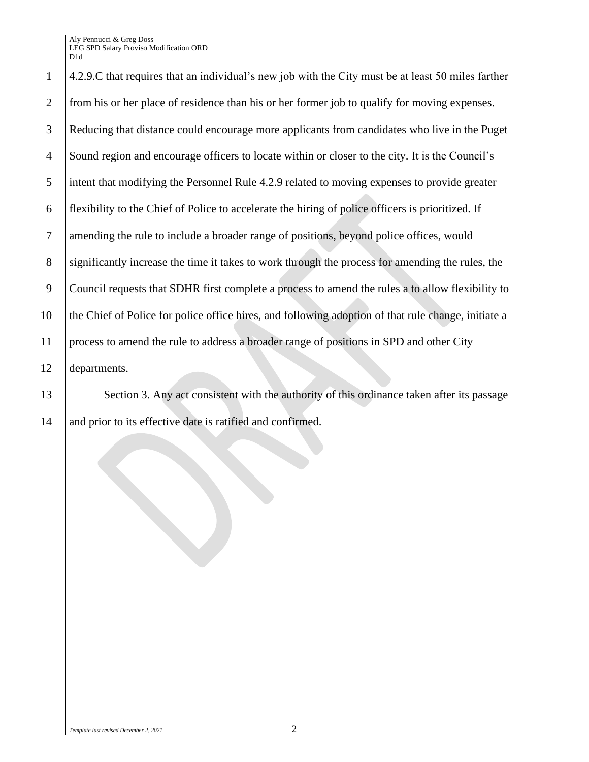4.2.9.C that requires that an individual's new job with the City must be at least 50 miles farther from his or her place of residence than his or her former job to qualify for moving expenses. Reducing that distance could encourage more applicants from candidates who live in the Puget Sound region and encourage officers to locate within or closer to the city. It is the Council's intent that modifying the Personnel Rule 4.2.9 related to moving expenses to provide greater flexibility to the Chief of Police to accelerate the hiring of police officers is prioritized. If amending the rule to include a broader range of positions, beyond police offices, would significantly increase the time it takes to work through the process for amending the rules, the Council requests that SDHR first complete a process to amend the rules a to allow flexibility to the Chief of Police for police office hires, and following adoption of that rule change, initiate a process to amend the rule to address a broader range of positions in SPD and other City departments.

Section 3. Any act consistent with the authority of this ordinance taken after its passage and prior to its effective date is ratified and confirmed.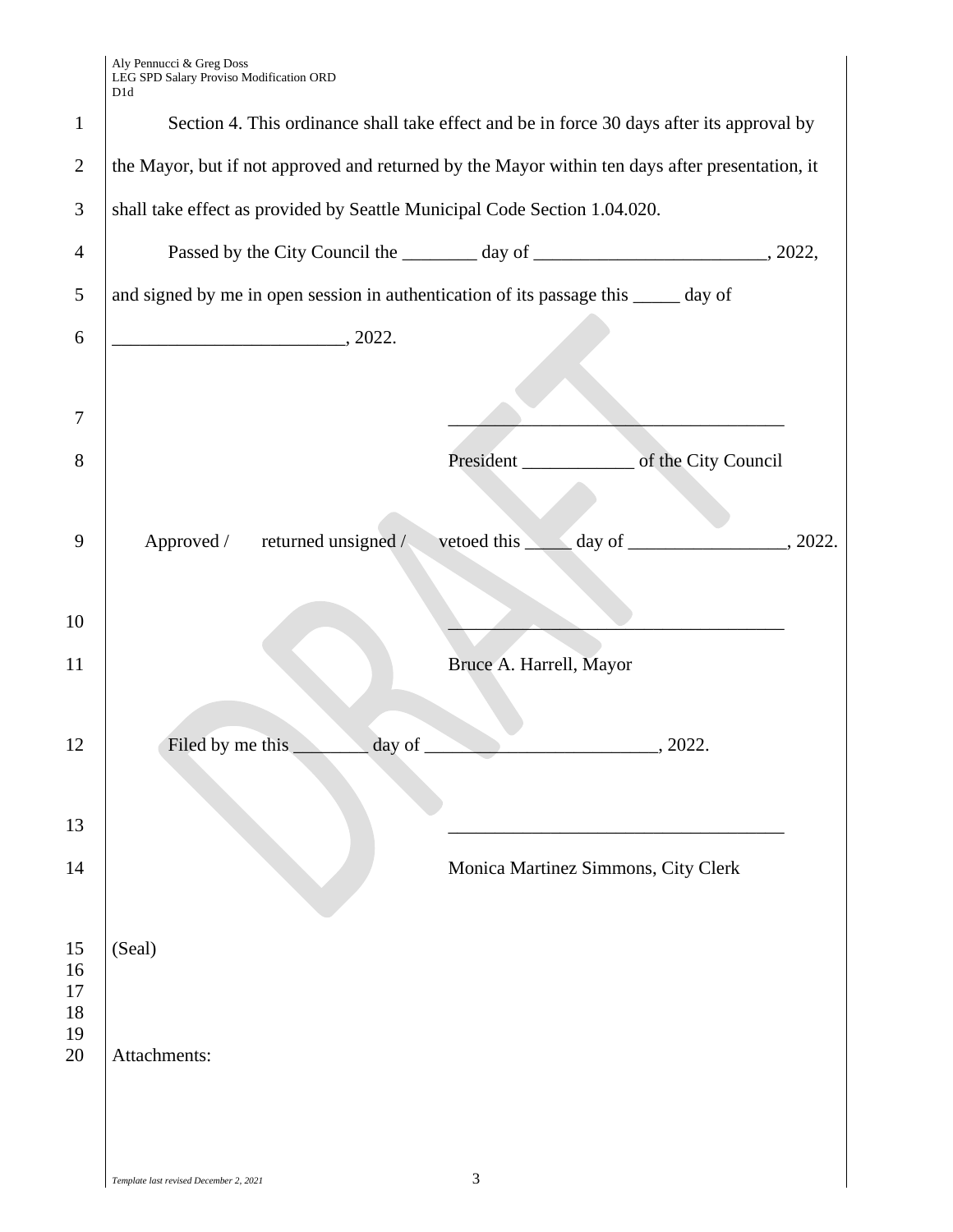Section 4. This ordinance shall take effect and be in force 30 days after its approval by the Mayor, but if not approved and returned by the Mayor within ten days after presentation, it shall take effect as provided by Seattle Municipal Code Section 1.04.020.

Passed by the City Council the ________ day of _________________________, 2022, and signed by me in open session in authentication of its passage this _____ day of _________________________, 2022.

____________________________________

President ____________ of the City Council

Approved / returned unsigned / vetoed this _____ day of _________________, 2022.

____________________________________

Bruce A. Harrell, Mayor

Filed by me this ________ day of _________________________, 2022.

____________________________________

Monica Martinez Simmons, City Clerk

(Seal)

Attachments: